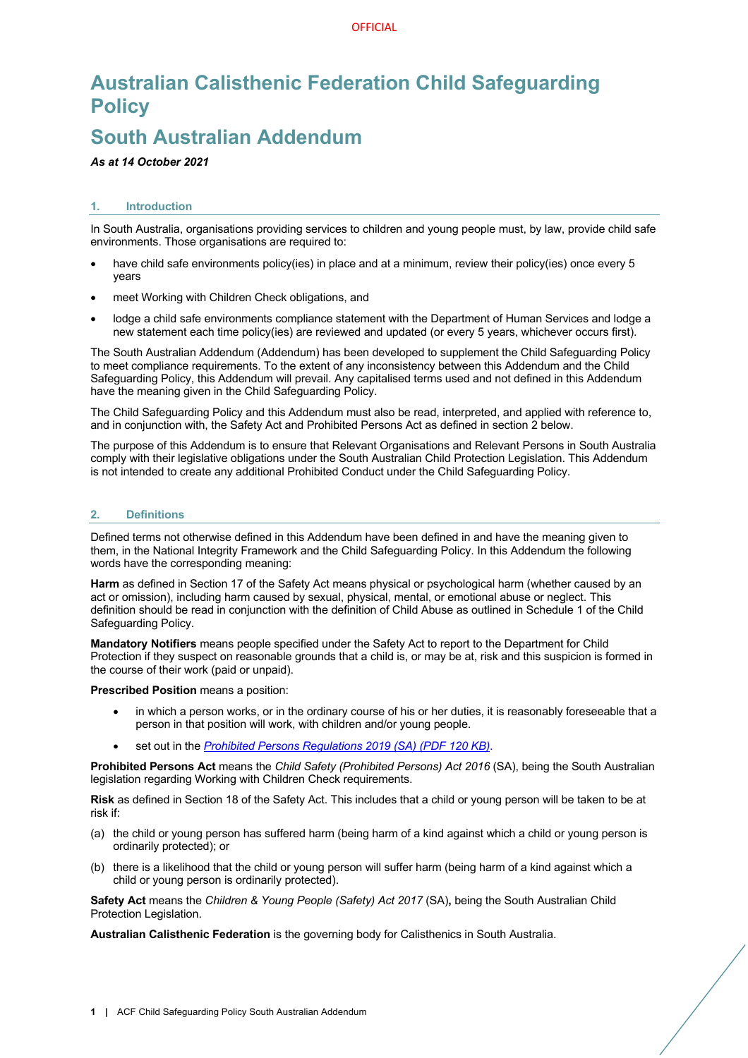# Australian Calisthenic Federation Child Safeguarding Policy

## South Australian Addendum

***As at 14 October 2021***

### 1. Introduction

In South Australia, organisations providing services to children and young people must, by law, provide child safe environments. Those organisations are required to:

- have child safe environments policy(ies) in place and at a minimum, review their policy(ies) once every 5 years
- meet Working with Children Check obligations, and
- lodge a child safe environments compliance statement with the Department of Human Services and lodge a new statement each time policy(ies) are reviewed and updated (or every 5 years, whichever occurs first).

The South Australian Addendum (Addendum) has been developed to supplement the Child Safeguarding Policy to meet compliance requirements. To the extent of any inconsistency between this Addendum and the Child Safeguarding Policy, this Addendum will prevail. Any capitalised terms used and not defined in this Addendum have the meaning given in the Child Safeguarding Policy.

The Child Safeguarding Policy and this Addendum must also be read, interpreted, and applied with reference to, and in conjunction with, the Safety Act and Prohibited Persons Act as defined in section 2 below.

The purpose of this Addendum is to ensure that Relevant Organisations and Relevant Persons in South Australia comply with their legislative obligations under the South Australian Child Protection Legislation. This Addendum is not intended to create any additional Prohibited Conduct under the Child Safeguarding Policy.

### 2. Definitions

Defined terms not otherwise defined in this Addendum have been defined in and have the meaning given to them, in the National Integrity Framework and the Child Safeguarding Policy. In this Addendum the following words have the corresponding meaning:

**Harm** as defined in Section 17 of the Safety Act means physical or psychological harm (whether caused by an act or omission), including harm caused by sexual, physical, mental, or emotional abuse or neglect. This definition should be read in conjunction with the definition of Child Abuse as outlined in Schedule 1 of the Child Safeguarding Policy.

**Mandatory Notifiers** means people specified under the Safety Act to report to the Department for Child Protection if they suspect on reasonable grounds that a child is, or may be at, risk and this suspicion is formed in the course of their work (paid or unpaid).

**Prescribed Position** means a position:

- in which a person works, or in the ordinary course of his or her duties, it is reasonably foreseeable that a person in that position will work, with children and/or young people.
- set out in the *Prohibited Persons Regulations 2019 (SA) (PDF 120 KB)*.

**Prohibited Persons Act** means the *Child Safety (Prohibited Persons) Act 2016* (SA), being the South Australian legislation regarding Working with Children Check requirements.

**Risk** as defined in Section 18 of the Safety Act. This includes that a child or young person will be taken to be at risk if:

(a) the child or young person has suffered harm (being harm of a kind against which a child or young person is ordinarily protected); or

(b) there is a likelihood that the child or young person will suffer harm (being harm of a kind against which a child or young person is ordinarily protected).

**Safety Act** means the *Children & Young People (Safety) Act 2017* (SA)**,** being the South Australian Child Protection Legislation.

**Australian Calisthenic Federation** is the governing body for Calisthenics in South Australia.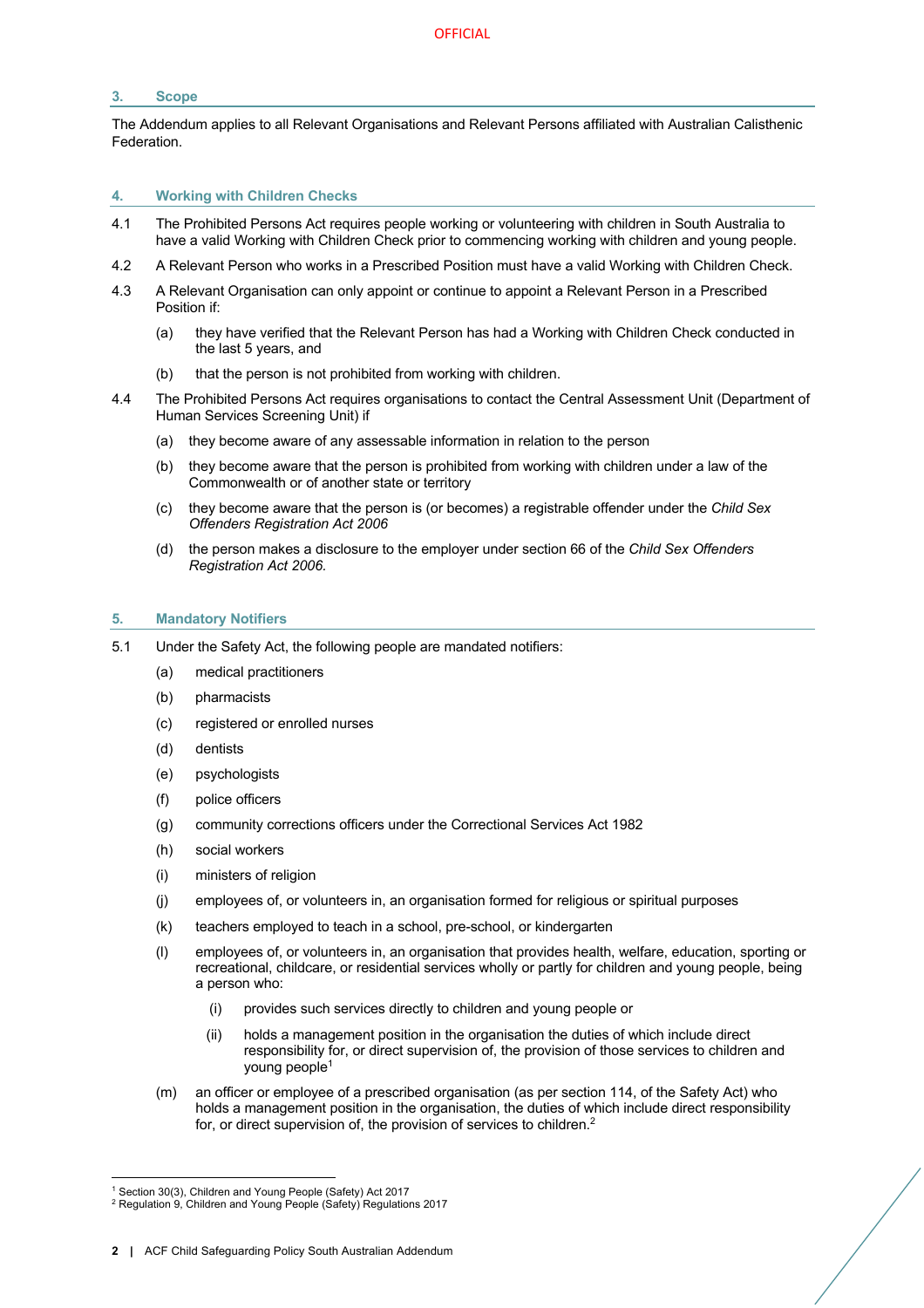## 3. Scope

The Addendum applies to all Relevant Organisations and Relevant Persons affiliated with Australian Calisthenic Federation.

## 4. Working with Children Checks

4.1 The Prohibited Persons Act requires people working or volunteering with children in South Australia to have a valid Working with Children Check prior to commencing working with children and young people.

4.2 A Relevant Person who works in a Prescribed Position must have a valid Working with Children Check.

4.3 A Relevant Organisation can only appoint or continue to appoint a Relevant Person in a Prescribed Position if:

- (a) they have verified that the Relevant Person has had a Working with Children Check conducted in the last 5 years, and
- (b) that the person is not prohibited from working with children.

4.4 The Prohibited Persons Act requires organisations to contact the Central Assessment Unit (Department of Human Services Screening Unit) if

- (a) they become aware of any assessable information in relation to the person
- (b) they become aware that the person is prohibited from working with children under a law of the Commonwealth or of another state or territory
- (c) they become aware that the person is (or becomes) a registrable offender under the *Child Sex Offenders Registration Act 2006*
- (d) the person makes a disclosure to the employer under section 66 of the *Child Sex Offenders Registration Act 2006.*

## 5. Mandatory Notifiers

5.1 Under the Safety Act, the following people are mandated notifiers:

- (a) medical practitioners
- (b) pharmacists
- (c) registered or enrolled nurses
- (d) dentists
- (e) psychologists
- (f) police officers
- (g) community corrections officers under the Correctional Services Act 1982
- (h) social workers
- (i) ministers of religion
- (j) employees of, or volunteers in, an organisation formed for religious or spiritual purposes
- (k) teachers employed to teach in a school, pre-school, or kindergarten
- (l) employees of, or volunteers in, an organisation that provides health, welfare, education, sporting or recreational, childcare, or residential services wholly or partly for children and young people, being a person who:
  - (i) provides such services directly to children and young people or
  - (ii) holds a management position in the organisation the duties of which include direct responsibility for, or direct supervision of, the provision of those services to children and young people[1]
- (m) an officer or employee of a prescribed organisation (as per section 114, of the Safety Act) who holds a management position in the organisation, the duties of which include direct responsibility for, or direct supervision of, the provision of services to children.[2]

---

[1] Section 30(3), Children and Young People (Safety) Act 2017

[2] Regulation 9, Children and Young People (Safety) Regulations 2017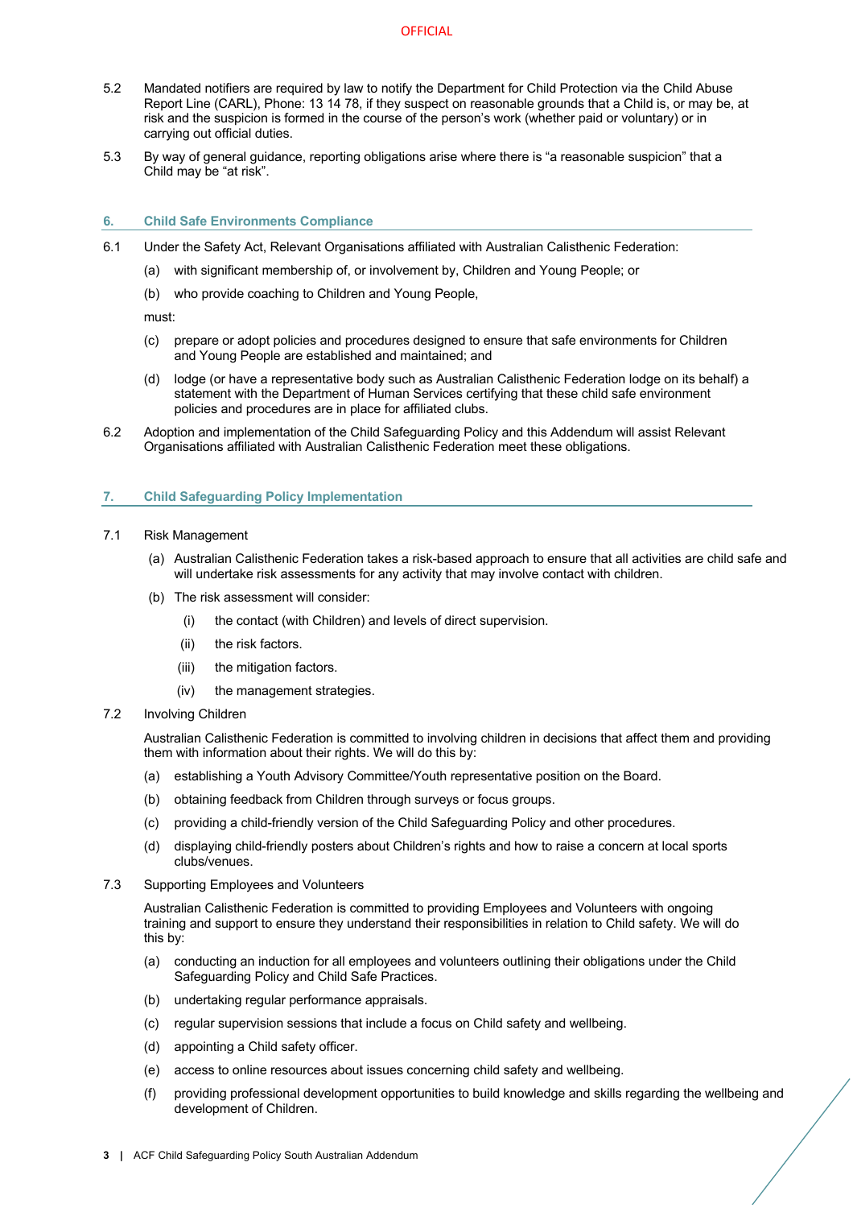5.2 Mandated notifiers are required by law to notify the Department for Child Protection via the Child Abuse Report Line (CARL), Phone: 13 14 78, if they suspect on reasonable grounds that a Child is, or may be, at risk and the suspicion is formed in the course of the person's work (whether paid or voluntary) or in carrying out official duties.

5.3 By way of general guidance, reporting obligations arise where there is "a reasonable suspicion" that a Child may be "at risk".

## 6. Child Safe Environments Compliance

6.1 Under the Safety Act, Relevant Organisations affiliated with Australian Calisthenic Federation:

(a) with significant membership of, or involvement by, Children and Young People; or

(b) who provide coaching to Children and Young People,

must:

(c) prepare or adopt policies and procedures designed to ensure that safe environments for Children and Young People are established and maintained; and

(d) lodge (or have a representative body such as Australian Calisthenic Federation lodge on its behalf) a statement with the Department of Human Services certifying that these child safe environment policies and procedures are in place for affiliated clubs.

6.2 Adoption and implementation of the Child Safeguarding Policy and this Addendum will assist Relevant Organisations affiliated with Australian Calisthenic Federation meet these obligations.

## 7. Child Safeguarding Policy Implementation

7.1 Risk Management

(a) Australian Calisthenic Federation takes a risk-based approach to ensure that all activities are child safe and will undertake risk assessments for any activity that may involve contact with children.

(b) The risk assessment will consider:

(i) the contact (with Children) and levels of direct supervision.

(ii) the risk factors.

(iii) the mitigation factors.

(iv) the management strategies.

7.2 Involving Children

Australian Calisthenic Federation is committed to involving children in decisions that affect them and providing them with information about their rights. We will do this by:

(a) establishing a Youth Advisory Committee/Youth representative position on the Board.

(b) obtaining feedback from Children through surveys or focus groups.

(c) providing a child-friendly version of the Child Safeguarding Policy and other procedures.

(d) displaying child-friendly posters about Children's rights and how to raise a concern at local sports clubs/venues.

7.3 Supporting Employees and Volunteers

Australian Calisthenic Federation is committed to providing Employees and Volunteers with ongoing training and support to ensure they understand their responsibilities in relation to Child safety. We will do this by:

(a) conducting an induction for all employees and volunteers outlining their obligations under the Child Safeguarding Policy and Child Safe Practices.

(b) undertaking regular performance appraisals.

(c) regular supervision sessions that include a focus on Child safety and wellbeing.

(d) appointing a Child safety officer.

(e) access to online resources about issues concerning child safety and wellbeing.

(f) providing professional development opportunities to build knowledge and skills regarding the wellbeing and development of Children.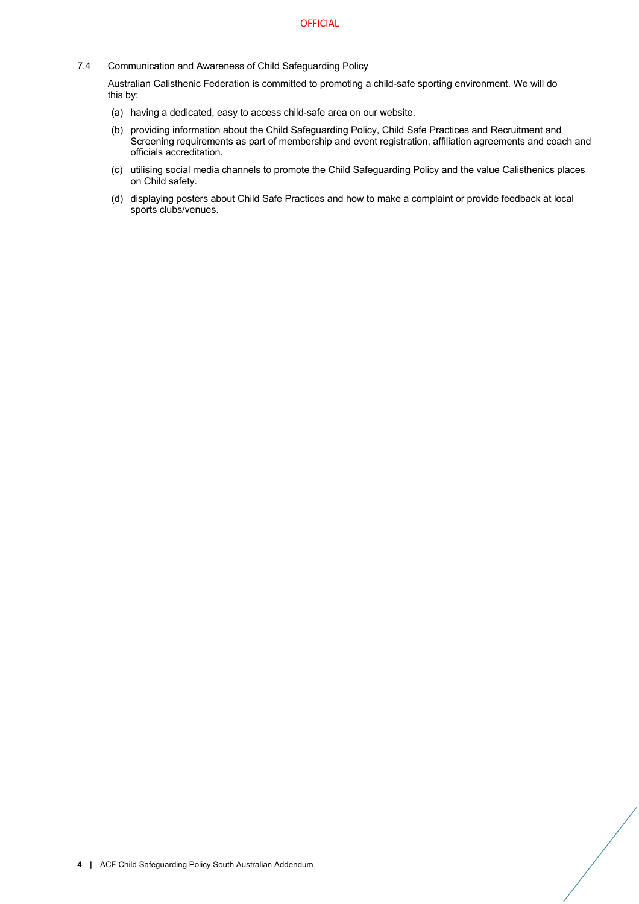7.4 Communication and Awareness of Child Safeguarding Policy

Australian Calisthenic Federation is committed to promoting a child-safe sporting environment. We will do this by:

(a) having a dedicated, easy to access child-safe area on our website.

(b) providing information about the Child Safeguarding Policy, Child Safe Practices and Recruitment and Screening requirements as part of membership and event registration, affiliation agreements and coach and officials accreditation.

(c) utilising social media channels to promote the Child Safeguarding Policy and the value Calisthenics places on Child safety.

(d) displaying posters about Child Safe Practices and how to make a complaint or provide feedback at local sports clubs/venues.